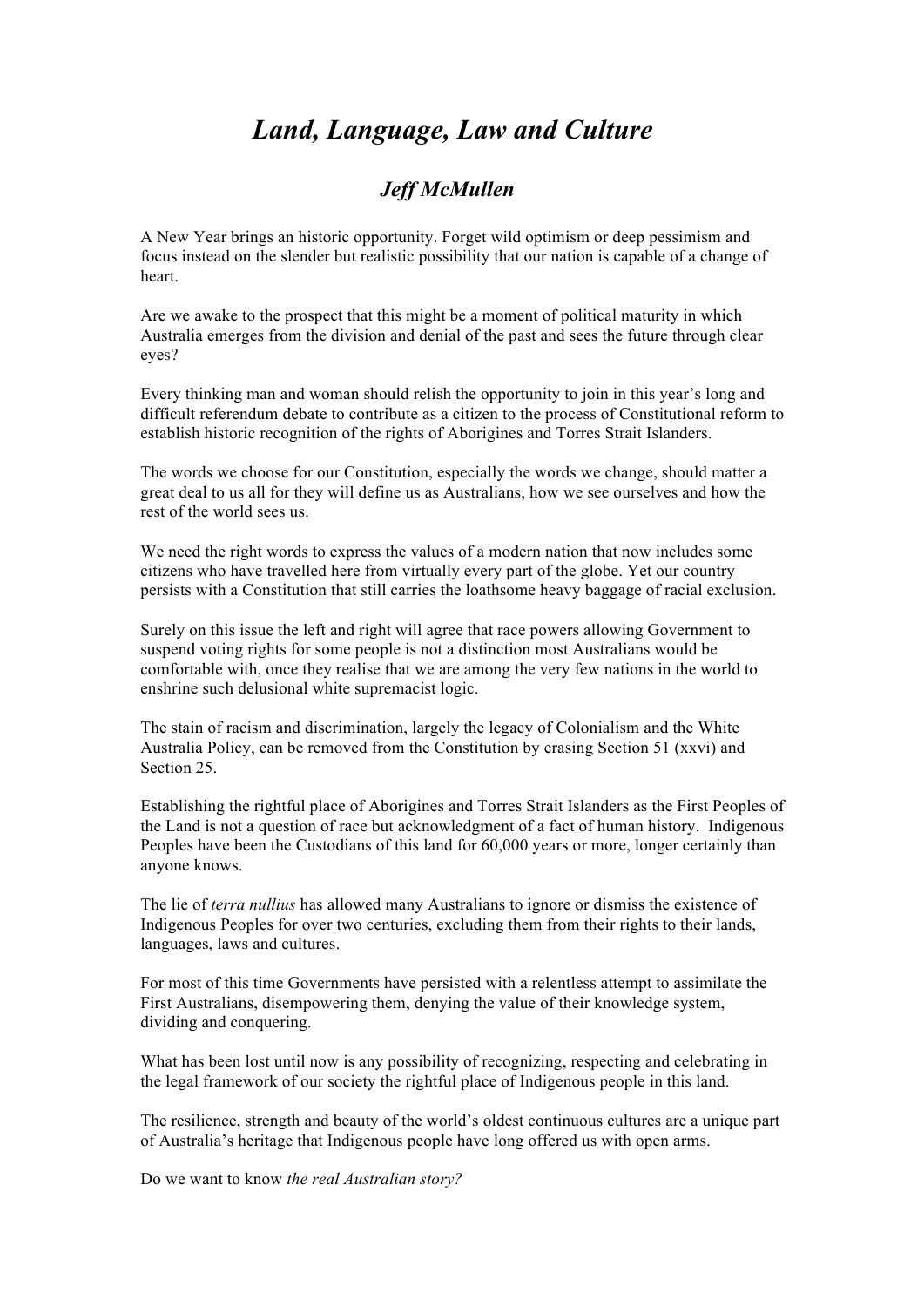# *Land, Language, Law and Culture*

### *Jeff McMullen*

A New Year brings an historic opportunity. Forget wild optimism or deep pessimism and focus instead on the slender but realistic possibility that our nation is capable of a change of heart.

Are we awake to the prospect that this might be a moment of political maturity in which Australia emerges from the division and denial of the past and sees the future through clear eyes?

Every thinking man and woman should relish the opportunity to join in this year's long and difficult referendum debate to contribute as a citizen to the process of Constitutional reform to establish historic recognition of the rights of Aborigines and Torres Strait Islanders.

The words we choose for our Constitution, especially the words we change, should matter a great deal to us all for they will define us as Australians, how we see ourselves and how the rest of the world sees us.

We need the right words to express the values of a modern nation that now includes some citizens who have travelled here from virtually every part of the globe. Yet our country persists with a Constitution that still carries the loathsome heavy baggage of racial exclusion.

Surely on this issue the left and right will agree that race powers allowing Government to suspend voting rights for some people is not a distinction most Australians would be comfortable with, once they realise that we are among the very few nations in the world to enshrine such delusional white supremacist logic.

The stain of racism and discrimination, largely the legacy of Colonialism and the White Australia Policy, can be removed from the Constitution by erasing Section 51 (xxvi) and Section 25.

Establishing the rightful place of Aborigines and Torres Strait Islanders as the First Peoples of the Land is not a question of race but acknowledgment of a fact of human history. Indigenous Peoples have been the Custodians of this land for 60,000 years or more, longer certainly than anyone knows.

The lie of *terra nullius* has allowed many Australians to ignore or dismiss the existence of Indigenous Peoples for over two centuries, excluding them from their rights to their lands, languages, laws and cultures.

For most of this time Governments have persisted with a relentless attempt to assimilate the First Australians, disempowering them, denying the value of their knowledge system, dividing and conquering.

What has been lost until now is any possibility of recognizing, respecting and celebrating in the legal framework of our society the rightful place of Indigenous people in this land.

The resilience, strength and beauty of the world's oldest continuous cultures are a unique part of Australia's heritage that Indigenous people have long offered us with open arms.

Do we want to know *the real Australian story?*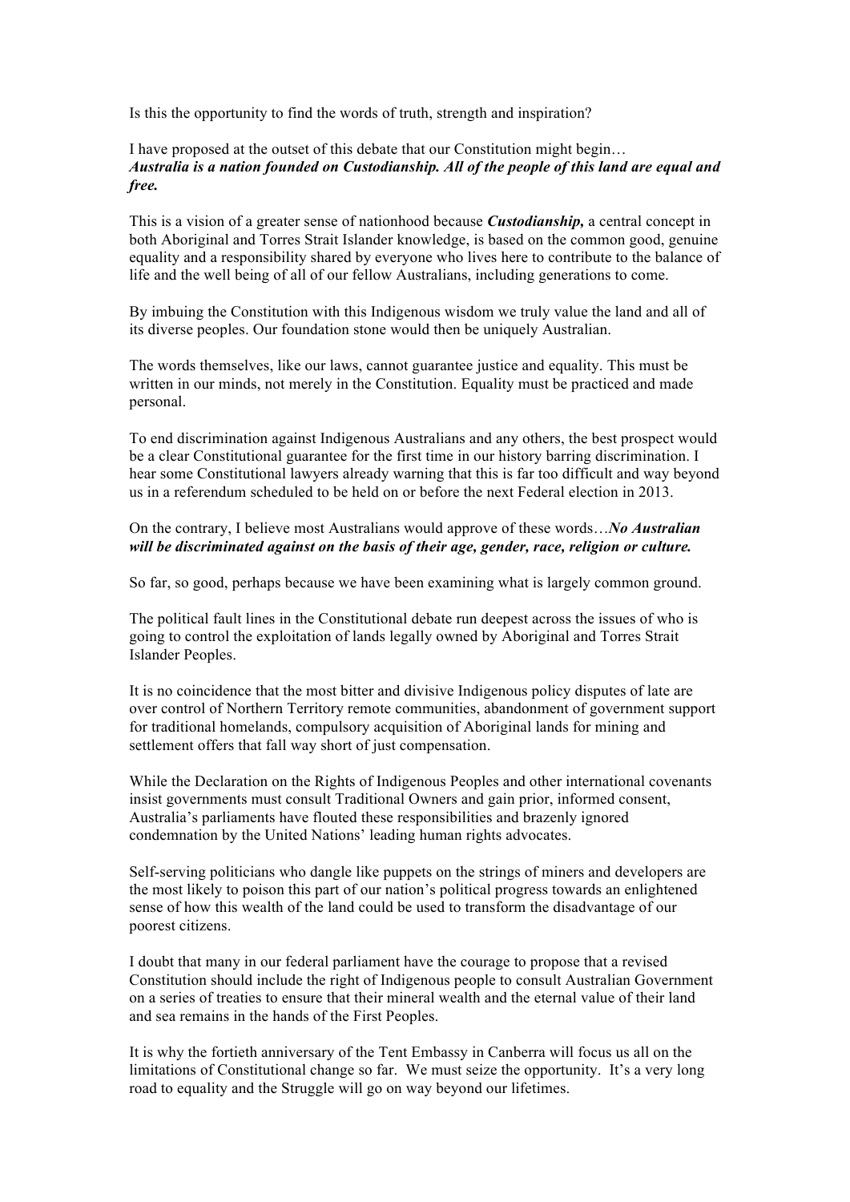Is this the opportunity to find the words of truth, strength and inspiration?

I have proposed at the outset of this debate that our Constitution might begin…
***Australia is a nation founded on Custodianship. All of the people of this land are equal and free.***

This is a vision of a greater sense of nationhood because ***Custodianship,*** a central concept in both Aboriginal and Torres Strait Islander knowledge, is based on the common good, genuine equality and a responsibility shared by everyone who lives here to contribute to the balance of life and the well being of all of our fellow Australians, including generations to come.

By imbuing the Constitution with this Indigenous wisdom we truly value the land and all of its diverse peoples. Our foundation stone would then be uniquely Australian.

The words themselves, like our laws, cannot guarantee justice and equality. This must be written in our minds, not merely in the Constitution. Equality must be practiced and made personal.

To end discrimination against Indigenous Australians and any others, the best prospect would be a clear Constitutional guarantee for the first time in our history barring discrimination. I hear some Constitutional lawyers already warning that this is far too difficult and way beyond us in a referendum scheduled to be held on or before the next Federal election in 2013.

On the contrary, I believe most Australians would approve of these words…***No Australian will be discriminated against on the basis of their age, gender, race, religion or culture.***

So far, so good, perhaps because we have been examining what is largely common ground.

The political fault lines in the Constitutional debate run deepest across the issues of who is going to control the exploitation of lands legally owned by Aboriginal and Torres Strait Islander Peoples.

It is no coincidence that the most bitter and divisive Indigenous policy disputes of late are over control of Northern Territory remote communities, abandonment of government support for traditional homelands, compulsory acquisition of Aboriginal lands for mining and settlement offers that fall way short of just compensation.

While the Declaration on the Rights of Indigenous Peoples and other international covenants insist governments must consult Traditional Owners and gain prior, informed consent, Australia's parliaments have flouted these responsibilities and brazenly ignored condemnation by the United Nations' leading human rights advocates.

Self-serving politicians who dangle like puppets on the strings of miners and developers are the most likely to poison this part of our nation's political progress towards an enlightened sense of how this wealth of the land could be used to transform the disadvantage of our poorest citizens.

I doubt that many in our federal parliament have the courage to propose that a revised Constitution should include the right of Indigenous people to consult Australian Government on a series of treaties to ensure that their mineral wealth and the eternal value of their land and sea remains in the hands of the First Peoples.

It is why the fortieth anniversary of the Tent Embassy in Canberra will focus us all on the limitations of Constitutional change so far. We must seize the opportunity. It's a very long road to equality and the Struggle will go on way beyond our lifetimes.